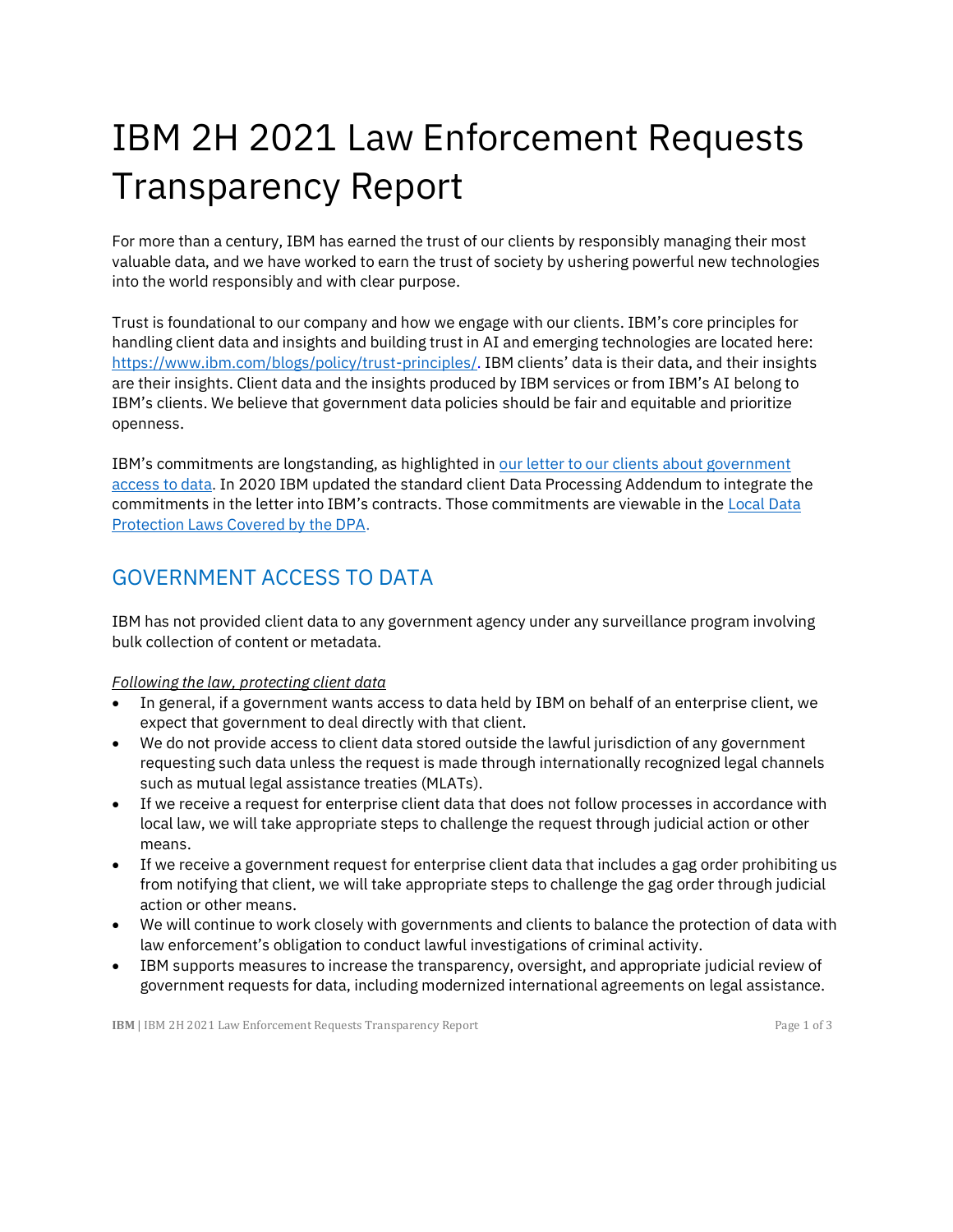# IBM 2H 2021 Law Enforcement Requests Transparency Report

For more than a century, IBM has earned the trust of our clients by responsibly managing their most valuable data, and we have worked to earn the trust of society by ushering powerful new technologies into the world responsibly and with clear purpose.

Trust is foundational to our company and how we engage with our clients. IBM's core principles for handling client data and insights and building trust in AI and emerging technologies are located here: [https://www.ibm.com/blogs/policy/trust-principles/](https://www.ibm.com/blogs/policy/trust-principles/). IBM clients' data is their data, and their insights are their insights. Client data and the insights produced by IBM services or from IBM's AI belong to IBM's clients. We believe that government data policies should be fair and equitable and prioritize openness.

IBM's commitments are longstanding, as highlighted in our letter to our clients about government access to data. In 2020 IBM updated the standard client Data Processing Addendum to integrate the commitments in the letter into IBM's contracts. Those commitments are viewable in the Local Data Protection Laws Covered by the DPA.

## GOVERNMENT ACCESS TO DATA

IBM has not provided client data to any government agency under any surveillance program involving bulk collection of content or metadata.

*Following the law, protecting client data*

- In general, if a government wants access to data held by IBM on behalf of an enterprise client, we expect that government to deal directly with that client.
- We do not provide access to client data stored outside the lawful jurisdiction of any government requesting such data unless the request is made through internationally recognized legal channels such as mutual legal assistance treaties (MLATs).
- If we receive a request for enterprise client data that does not follow processes in accordance with local law, we will take appropriate steps to challenge the request through judicial action or other means.
- If we receive a government request for enterprise client data that includes a gag order prohibiting us from notifying that client, we will take appropriate steps to challenge the gag order through judicial action or other means.
- We will continue to work closely with governments and clients to balance the protection of data with law enforcement's obligation to conduct lawful investigations of criminal activity.
- IBM supports measures to increase the transparency, oversight, and appropriate judicial review of government requests for data, including modernized international agreements on legal assistance.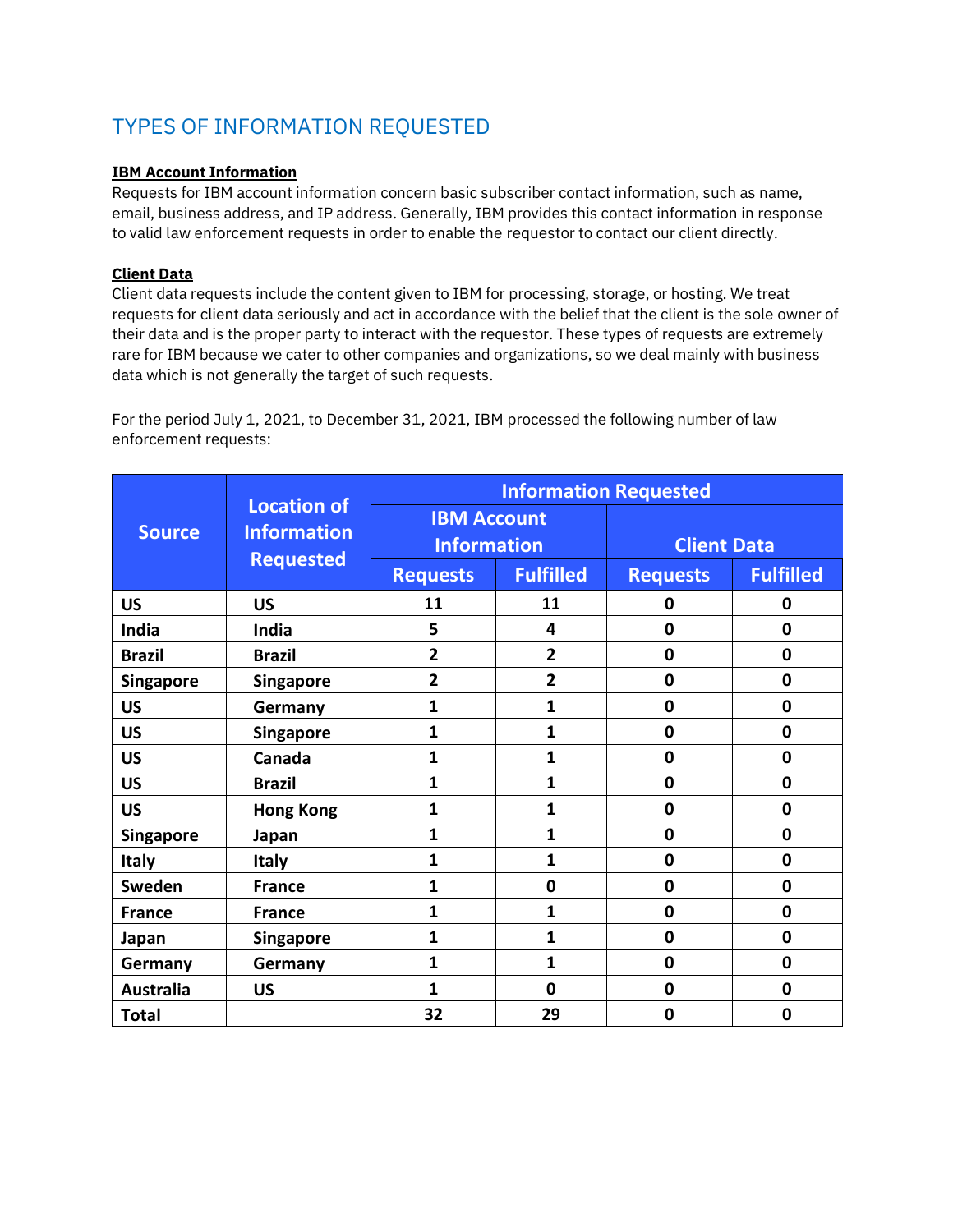## TYPES OF INFORMATION REQUESTED

**IBM Account Information**

Requests for IBM account information concern basic subscriber contact information, such as name, email, business address, and IP address. Generally, IBM provides this contact information in response to valid law enforcement requests in order to enable the requestor to contact our client directly.

**Client Data**

Client data requests include the content given to IBM for processing, storage, or hosting. We treat requests for client data seriously and act in accordance with the belief that the client is the sole owner of their data and is the proper party to interact with the requestor. These types of requests are extremely rare for IBM because we cater to other companies and organizations, so we deal mainly with business data which is not generally the target of such requests.

For the period July 1, 2021, to December 31, 2021, IBM processed the following number of law enforcement requests:

| Source | Location of Information Requested | Information Requested | | | |
|---|---|---|---|---|---|
| | | IBM Account Information | | Client Data | |
| | | Requests | Fulfilled | Requests | Fulfilled |
| US | US | 11 | 11 | 0 | 0 |
| India | India | 5 | 4 | 0 | 0 |
| Brazil | Brazil | 2 | 2 | 0 | 0 |
| Singapore | Singapore | 2 | 2 | 0 | 0 |
| US | Germany | 1 | 1 | 0 | 0 |
| US | Singapore | 1 | 1 | 0 | 0 |
| US | Canada | 1 | 1 | 0 | 0 |
| US | Brazil | 1 | 1 | 0 | 0 |
| US | Hong Kong | 1 | 1 | 0 | 0 |
| Singapore | Japan | 1 | 1 | 0 | 0 |
| Italy | Italy | 1 | 1 | 0 | 0 |
| Sweden | France | 1 | 0 | 0 | 0 |
| France | France | 1 | 1 | 0 | 0 |
| Japan | Singapore | 1 | 1 | 0 | 0 |
| Germany | Germany | 1 | 1 | 0 | 0 |
| Australia | US | 1 | 0 | 0 | 0 |
| Total | | 32 | 29 | 0 | 0 |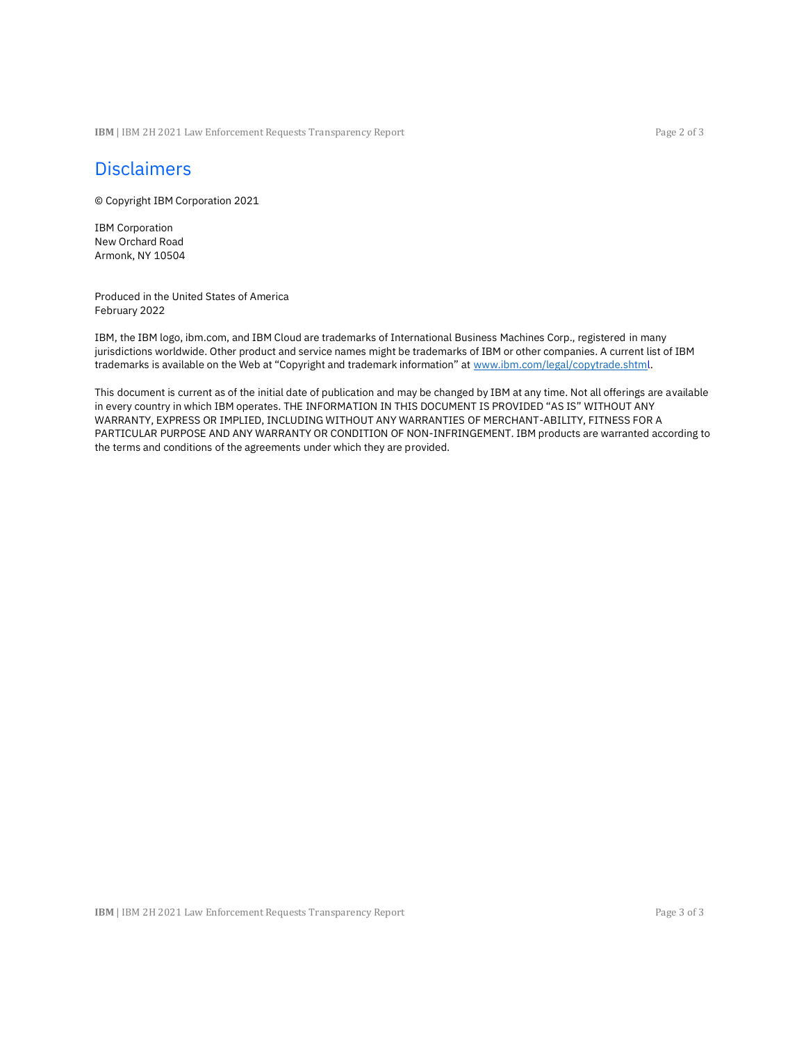# Disclaimers

© Copyright IBM Corporation 2021

IBM Corporation
New Orchard Road
Armonk, NY 10504

Produced in the United States of America
February 2022

IBM, the IBM logo, ibm.com, and IBM Cloud are trademarks of International Business Machines Corp., registered in many jurisdictions worldwide. Other product and service names might be trademarks of IBM or other companies. A current list of IBM trademarks is available on the Web at "Copyright and trademark information" at [www.ibm.com/legal/copytrade.shtml](www.ibm.com/legal/copytrade.shtml).

This document is current as of the initial date of publication and may be changed by IBM at any time. Not all offerings are available in every country in which IBM operates. THE INFORMATION IN THIS DOCUMENT IS PROVIDED "AS IS" WITHOUT ANY WARRANTY, EXPRESS OR IMPLIED, INCLUDING WITHOUT ANY WARRANTIES OF MERCHANT-ABILITY, FITNESS FOR A PARTICULAR PURPOSE AND ANY WARRANTY OR CONDITION OF NON-INFRINGEMENT. IBM products are warranted according to the terms and conditions of the agreements under which they are provided.